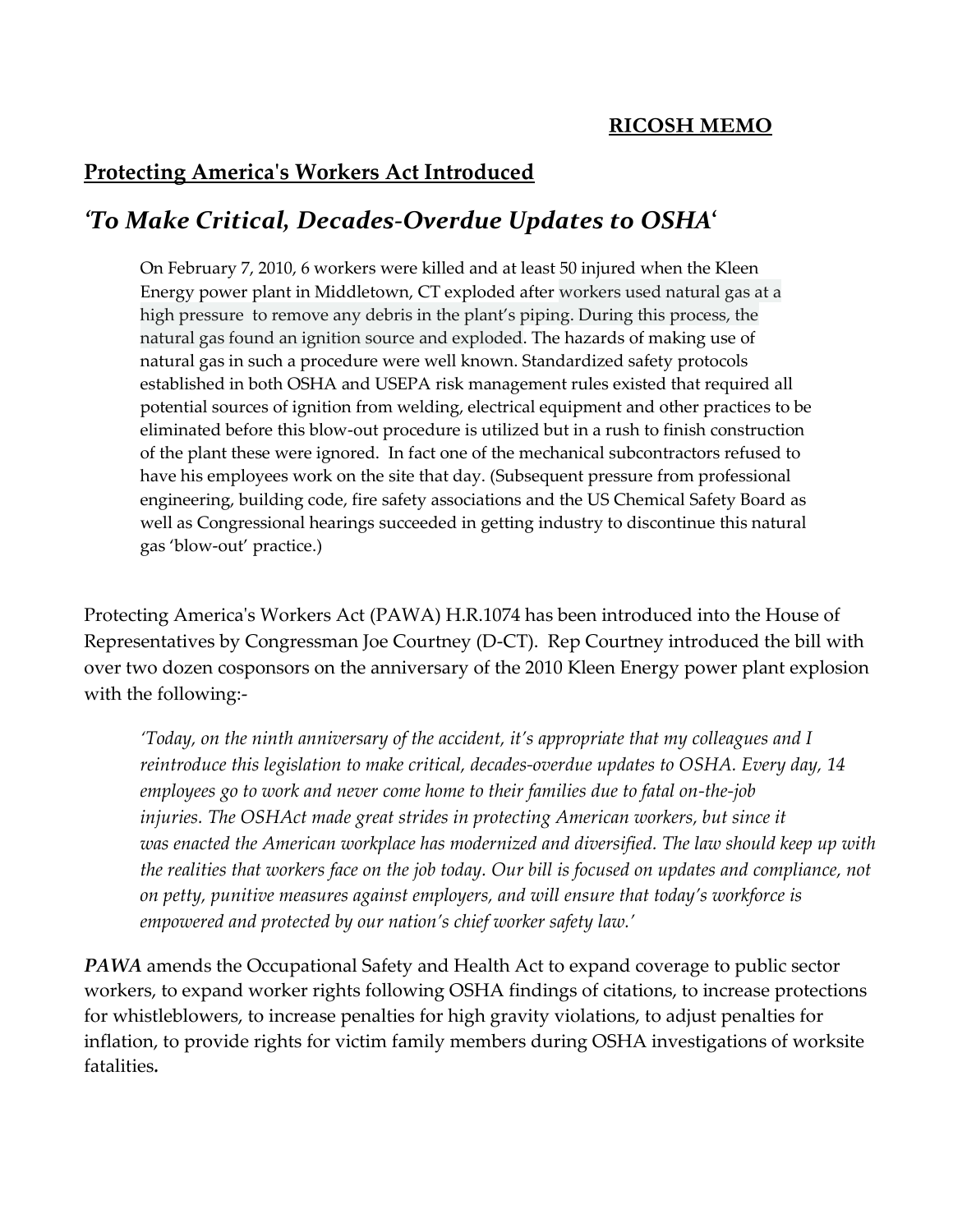**RICOSH MEMO**

## Protecting America's Workers Act Introduced

## *'To Make Critical, Decades-Overdue Updates to OSHA'*

> On February 7, 2010, 6 workers were killed and at least 50 injured when the Kleen Energy power plant in Middletown, CT exploded after workers used natural gas at a high pressure to remove any debris in the plant's piping. During this process, the natural gas found an ignition source and exploded. The hazards of making use of natural gas in such a procedure were well known. Standardized safety protocols established in both OSHA and USEPA risk management rules existed that required all potential sources of ignition from welding, electrical equipment and other practices to be eliminated before this blow-out procedure is utilized but in a rush to finish construction of the plant these were ignored. In fact one of the mechanical subcontractors refused to have his employees work on the site that day. (Subsequent pressure from professional engineering, building code, fire safety associations and the US Chemical Safety Board as well as Congressional hearings succeeded in getting industry to discontinue this natural gas 'blow-out' practice.)

Protecting America's Workers Act (PAWA) H.R.1074 has been introduced into the House of Representatives by Congressman Joe Courtney (D-CT). Rep Courtney introduced the bill with over two dozen cosponsors on the anniversary of the 2010 Kleen Energy power plant explosion with the following:-

> *'Today, on the ninth anniversary of the accident, it's appropriate that my colleagues and I reintroduce this legislation to make critical, decades-overdue updates to OSHA. Every day, 14 employees go to work and never come home to their families due to fatal on-the-job injuries. The OSHAct made great strides in protecting American workers, but since it was enacted the American workplace has modernized and diversified. The law should keep up with the realities that workers face on the job today. Our bill is focused on updates and compliance, not on petty, punitive measures against employers, and will ensure that today's workforce is empowered and protected by our nation's chief worker safety law.'*

***PAWA*** amends the Occupational Safety and Health Act to expand coverage to public sector workers, to expand worker rights following OSHA findings of citations, to increase protections for whistleblowers, to increase penalties for high gravity violations, to adjust penalties for inflation, to provide rights for victim family members during OSHA investigations of worksite fatalities**.**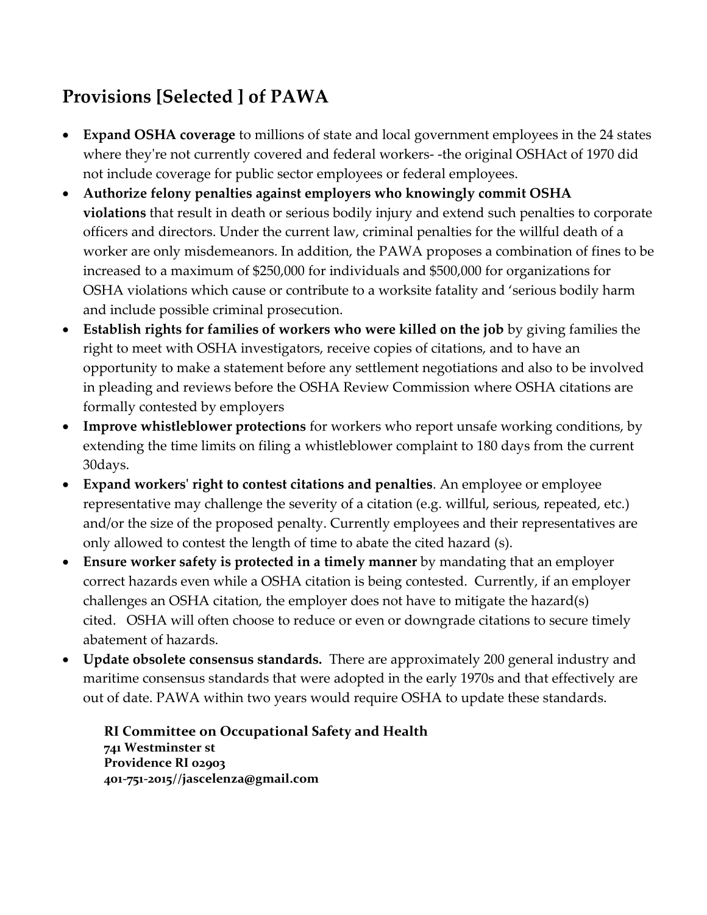## Provisions [Selected ] of PAWA

- **Expand OSHA coverage** to millions of state and local government employees in the 24 states where they're not currently covered and federal workers- -the original OSHAct of 1970 did not include coverage for public sector employees or federal employees.
- **Authorize felony penalties against employers who knowingly commit OSHA violations** that result in death or serious bodily injury and extend such penalties to corporate officers and directors. Under the current law, criminal penalties for the willful death of a worker are only misdemeanors. In addition, the PAWA proposes a combination of fines to be increased to a maximum of $250,000 for individuals and $500,000 for organizations for OSHA violations which cause or contribute to a worksite fatality and 'serious bodily harm and include possible criminal prosecution.
- **Establish rights for families of workers who were killed on the job** by giving families the right to meet with OSHA investigators, receive copies of citations, and to have an opportunity to make a statement before any settlement negotiations and also to be involved in pleading and reviews before the OSHA Review Commission where OSHA citations are formally contested by employers
- **Improve whistleblower protections** for workers who report unsafe working conditions, by extending the time limits on filing a whistleblower complaint to 180 days from the current 30days.
- **Expand workers' right to contest citations and penalties**. An employee or employee representative may challenge the severity of a citation (e.g. willful, serious, repeated, etc.) and/or the size of the proposed penalty. Currently employees and their representatives are only allowed to contest the length of time to abate the cited hazard (s).
- **Ensure worker safety is protected in a timely manner** by mandating that an employer correct hazards even while a OSHA citation is being contested. Currently, if an employer challenges an OSHA citation, the employer does not have to mitigate the hazard(s) cited. OSHA will often choose to reduce or even or downgrade citations to secure timely abatement of hazards.
- **Update obsolete consensus standards.** There are approximately 200 general industry and maritime consensus standards that were adopted in the early 1970s and that effectively are out of date. PAWA within two years would require OSHA to update these standards.

**RI Committee on Occupational Safety and Health**
**741 Westminster st**
**Providence RI 02903**
**401-751-2015//jascelenza@gmail.com**